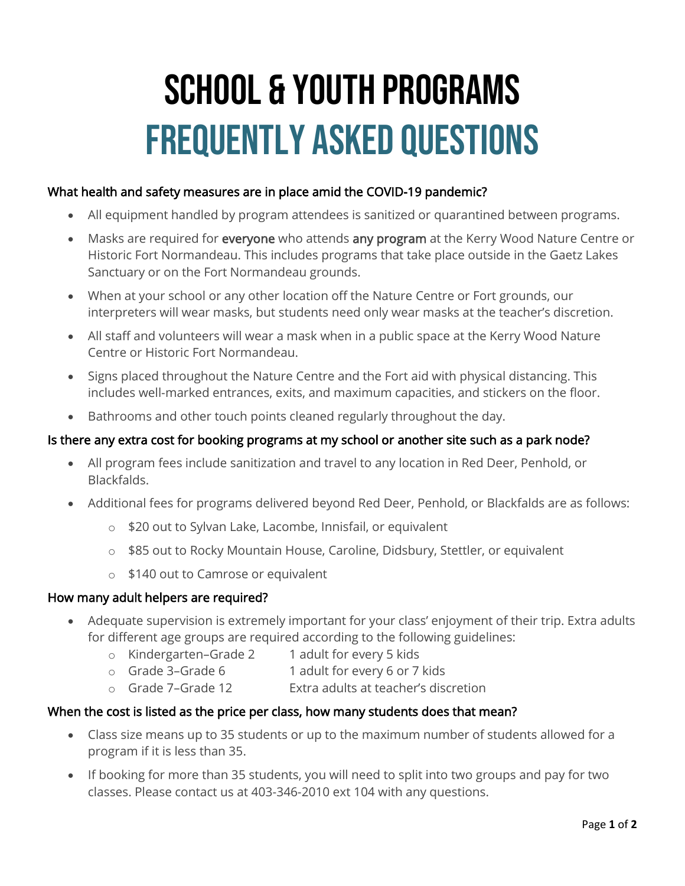# School & Youth Programs
# Frequently Asked Questions

### What health and safety measures are in place amid the COVID-19 pandemic?

- All equipment handled by program attendees is sanitized or quarantined between programs.
- Masks are required for **everyone** who attends **any program** at the Kerry Wood Nature Centre or Historic Fort Normandeau. This includes programs that take place outside in the Gaetz Lakes Sanctuary or on the Fort Normandeau grounds.
- When at your school or any other location off the Nature Centre or Fort grounds, our interpreters will wear masks, but students need only wear masks at the teacher's discretion.
- All staff and volunteers will wear a mask when in a public space at the Kerry Wood Nature Centre or Historic Fort Normandeau.
- Signs placed throughout the Nature Centre and the Fort aid with physical distancing. This includes well-marked entrances, exits, and maximum capacities, and stickers on the floor.
- Bathrooms and other touch points cleaned regularly throughout the day.

### Is there any extra cost for booking programs at my school or another site such as a park node?

- All program fees include sanitization and travel to any location in Red Deer, Penhold, or Blackfalds.
- Additional fees for programs delivered beyond Red Deer, Penhold, or Blackfalds are as follows:
  - $20 out to Sylvan Lake, Lacombe, Innisfail, or equivalent
  - $85 out to Rocky Mountain House, Caroline, Didsbury, Stettler, or equivalent
  - $140 out to Camrose or equivalent

### How many adult helpers are required?

- Adequate supervision is extremely important for your class' enjoyment of their trip. Extra adults for different age groups are required according to the following guidelines:
  - Kindergarten–Grade 2 — 1 adult for every 5 kids
  - Grade 3–Grade 6 — 1 adult for every 6 or 7 kids
  - Grade 7–Grade 12 — Extra adults at teacher's discretion

### When the cost is listed as the price per class, how many students does that mean?

- Class size means up to 35 students or up to the maximum number of students allowed for a program if it is less than 35.
- If booking for more than 35 students, you will need to split into two groups and pay for two classes. Please contact us at 403-346-2010 ext 104 with any questions.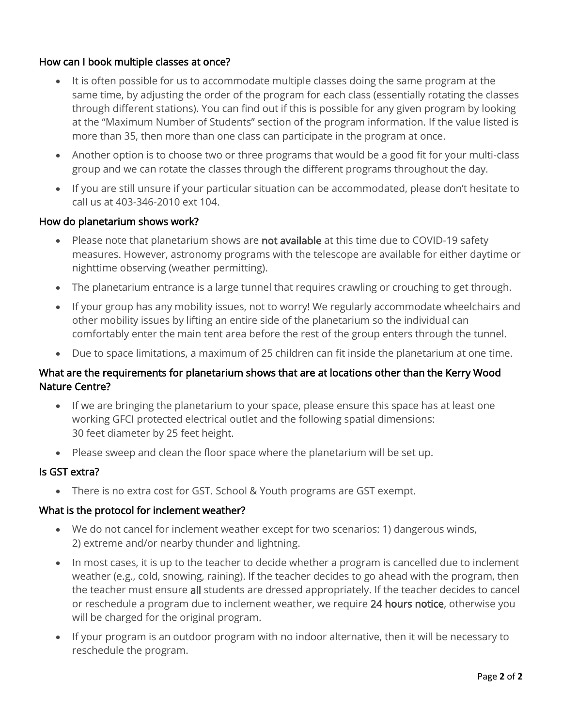### How can I book multiple classes at once?

- It is often possible for us to accommodate multiple classes doing the same program at the same time, by adjusting the order of the program for each class (essentially rotating the classes through different stations). You can find out if this is possible for any given program by looking at the "Maximum Number of Students" section of the program information. If the value listed is more than 35, then more than one class can participate in the program at once.
- Another option is to choose two or three programs that would be a good fit for your multi-class group and we can rotate the classes through the different programs throughout the day.
- If you are still unsure if your particular situation can be accommodated, please don't hesitate to call us at 403-346-2010 ext 104.

### How do planetarium shows work?

- Please note that planetarium shows are **not available** at this time due to COVID-19 safety measures. However, astronomy programs with the telescope are available for either daytime or nighttime observing (weather permitting).
- The planetarium entrance is a large tunnel that requires crawling or crouching to get through.
- If your group has any mobility issues, not to worry! We regularly accommodate wheelchairs and other mobility issues by lifting an entire side of the planetarium so the individual can comfortably enter the main tent area before the rest of the group enters through the tunnel.
- Due to space limitations, a maximum of 25 children can fit inside the planetarium at one time.

### What are the requirements for planetarium shows that are at locations other than the Kerry Wood Nature Centre?

- If we are bringing the planetarium to your space, please ensure this space has at least one working GFCI protected electrical outlet and the following spatial dimensions:
  30 feet diameter by 25 feet height.
- Please sweep and clean the floor space where the planetarium will be set up.

### Is GST extra?

- There is no extra cost for GST. School & Youth programs are GST exempt.

### What is the protocol for inclement weather?

- We do not cancel for inclement weather except for two scenarios: 1) dangerous winds,
  2) extreme and/or nearby thunder and lightning.
- In most cases, it is up to the teacher to decide whether a program is cancelled due to inclement weather (e.g., cold, snowing, raining). If the teacher decides to go ahead with the program, then the teacher must ensure **all** students are dressed appropriately. If the teacher decides to cancel or reschedule a program due to inclement weather, we require **24 hours notice**, otherwise you will be charged for the original program.
- If your program is an outdoor program with no indoor alternative, then it will be necessary to reschedule the program.